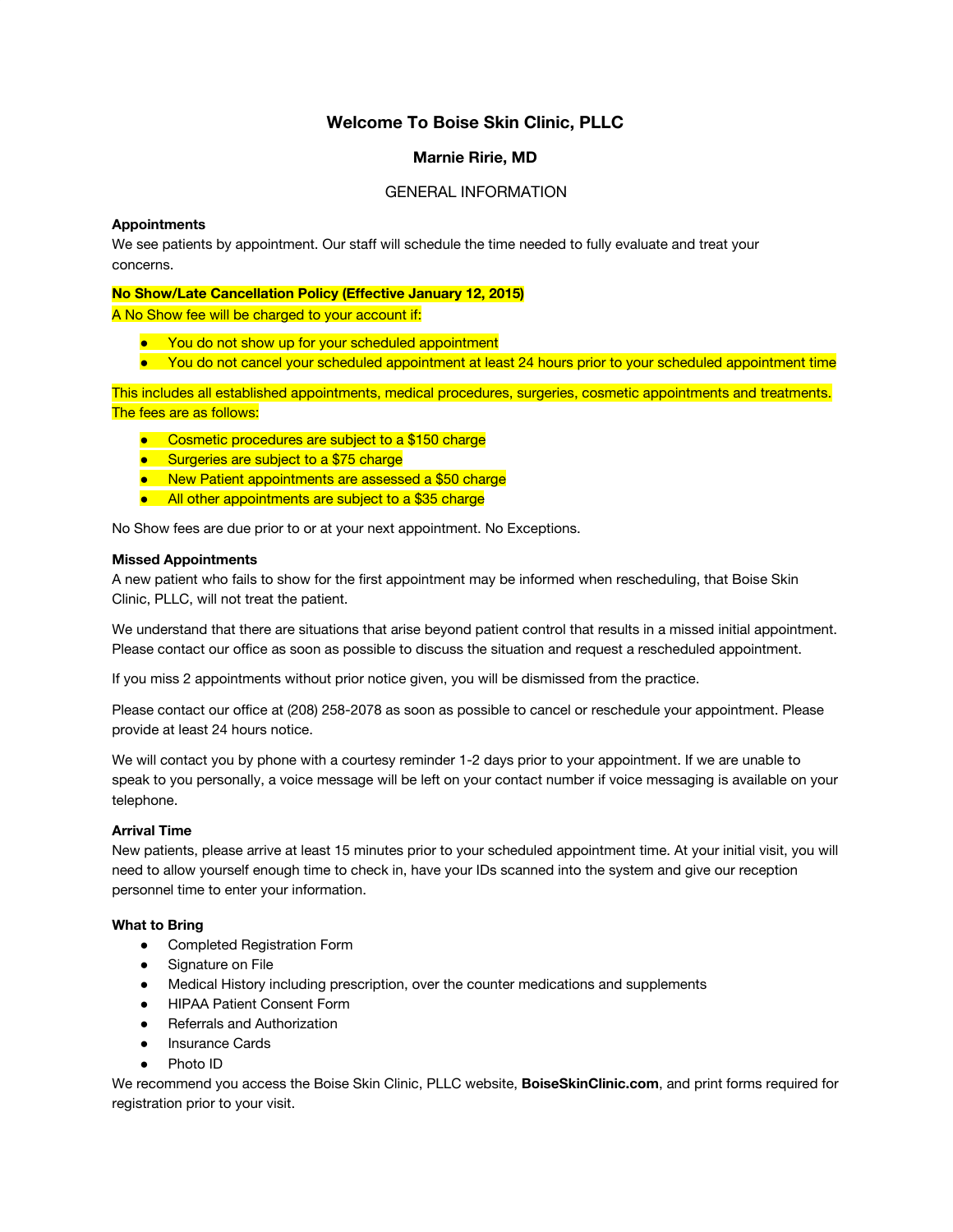# Welcome To Boise Skin Clinic, PLLC

## Marnie Ririe, MD

GENERAL INFORMATION

**Appointments**

We see patients by appointment. Our staff will schedule the time needed to fully evaluate and treat your concerns.

**No Show/Late Cancellation Policy (Effective January 12, 2015)**

A No Show fee will be charged to your account if:

- You do not show up for your scheduled appointment
- You do not cancel your scheduled appointment at least 24 hours prior to your scheduled appointment time

This includes all established appointments, medical procedures, surgeries, cosmetic appointments and treatments. The fees are as follows:

- Cosmetic procedures are subject to a $150 charge
- Surgeries are subject to a $75 charge
- New Patient appointments are assessed a $50 charge
- All other appointments are subject to a $35 charge

No Show fees are due prior to or at your next appointment. No Exceptions.

**Missed Appointments**

A new patient who fails to show for the first appointment may be informed when rescheduling, that Boise Skin Clinic, PLLC, will not treat the patient.

We understand that there are situations that arise beyond patient control that results in a missed initial appointment. Please contact our office as soon as possible to discuss the situation and request a rescheduled appointment.

If you miss 2 appointments without prior notice given, you will be dismissed from the practice.

Please contact our office at (208) 258-2078 as soon as possible to cancel or reschedule your appointment. Please provide at least 24 hours notice.

We will contact you by phone with a courtesy reminder 1-2 days prior to your appointment. If we are unable to speak to you personally, a voice message will be left on your contact number if voice messaging is available on your telephone.

**Arrival Time**

New patients, please arrive at least 15 minutes prior to your scheduled appointment time. At your initial visit, you will need to allow yourself enough time to check in, have your IDs scanned into the system and give our reception personnel time to enter your information.

**What to Bring**

- Completed Registration Form
- Signature on File
- Medical History including prescription, over the counter medications and supplements
- HIPAA Patient Consent Form
- Referrals and Authorization
- Insurance Cards
- Photo ID

We recommend you access the Boise Skin Clinic, PLLC website, **BoiseSkinClinic.com**, and print forms required for registration prior to your visit.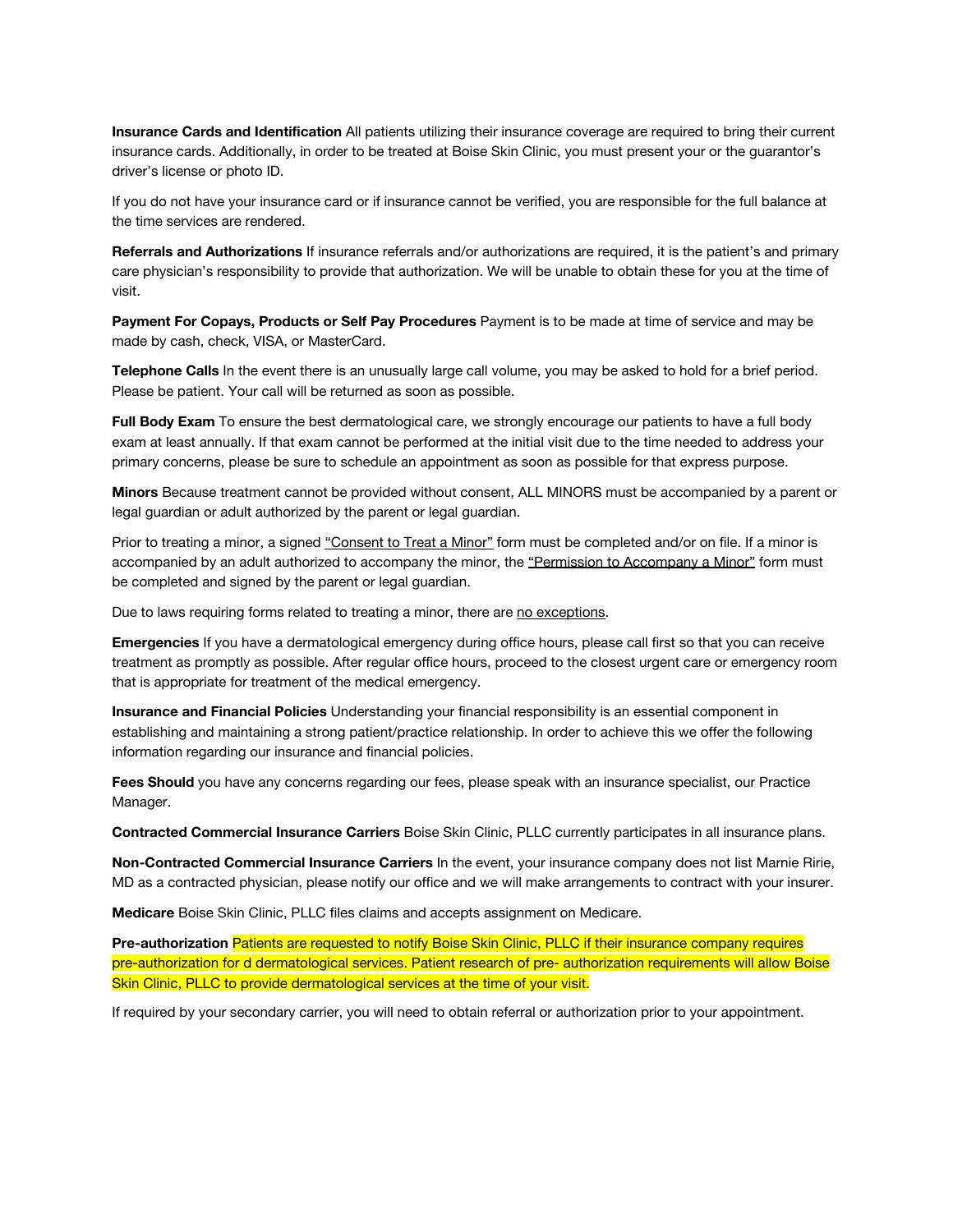**Insurance Cards and Identification** All patients utilizing their insurance coverage are required to bring their current insurance cards. Additionally, in order to be treated at Boise Skin Clinic, you must present your or the guarantor's driver's license or photo ID.

If you do not have your insurance card or if insurance cannot be verified, you are responsible for the full balance at the time services are rendered.

**Referrals and Authorizations** If insurance referrals and/or authorizations are required, it is the patient's and primary care physician's responsibility to provide that authorization. We will be unable to obtain these for you at the time of visit.

**Payment For Copays, Products or Self Pay Procedures** Payment is to be made at time of service and may be made by cash, check, VISA, or MasterCard.

**Telephone Calls** In the event there is an unusually large call volume, you may be asked to hold for a brief period. Please be patient. Your call will be returned as soon as possible.

**Full Body Exam** To ensure the best dermatological care, we strongly encourage our patients to have a full body exam at least annually. If that exam cannot be performed at the initial visit due to the time needed to address your primary concerns, please be sure to schedule an appointment as soon as possible for that express purpose.

**Minors** Because treatment cannot be provided without consent, ALL MINORS must be accompanied by a parent or legal guardian or adult authorized by the parent or legal guardian.

Prior to treating a minor, a signed "Consent to Treat a Minor" form must be completed and/or on file. If a minor is accompanied by an adult authorized to accompany the minor, the "Permission to Accompany a Minor" form must be completed and signed by the parent or legal guardian.

Due to laws requiring forms related to treating a minor, there are no exceptions.

**Emergencies** If you have a dermatological emergency during office hours, please call first so that you can receive treatment as promptly as possible. After regular office hours, proceed to the closest urgent care or emergency room that is appropriate for treatment of the medical emergency.

**Insurance and Financial Policies** Understanding your financial responsibility is an essential component in establishing and maintaining a strong patient/practice relationship. In order to achieve this we offer the following information regarding our insurance and financial policies.

**Fees Should** you have any concerns regarding our fees, please speak with an insurance specialist, our Practice Manager.

**Contracted Commercial Insurance Carriers** Boise Skin Clinic, PLLC currently participates in all insurance plans.

**Non-Contracted Commercial Insurance Carriers** In the event, your insurance company does not list Marnie Ririe, MD as a contracted physician, please notify our office and we will make arrangements to contract with your insurer.

**Medicare** Boise Skin Clinic, PLLC files claims and accepts assignment on Medicare.

**Pre-authorization** Patients are requested to notify Boise Skin Clinic, PLLC if their insurance company requires pre-authorization for d dermatological services. Patient research of pre- authorization requirements will allow Boise Skin Clinic, PLLC to provide dermatological services at the time of your visit.

If required by your secondary carrier, you will need to obtain referral or authorization prior to your appointment.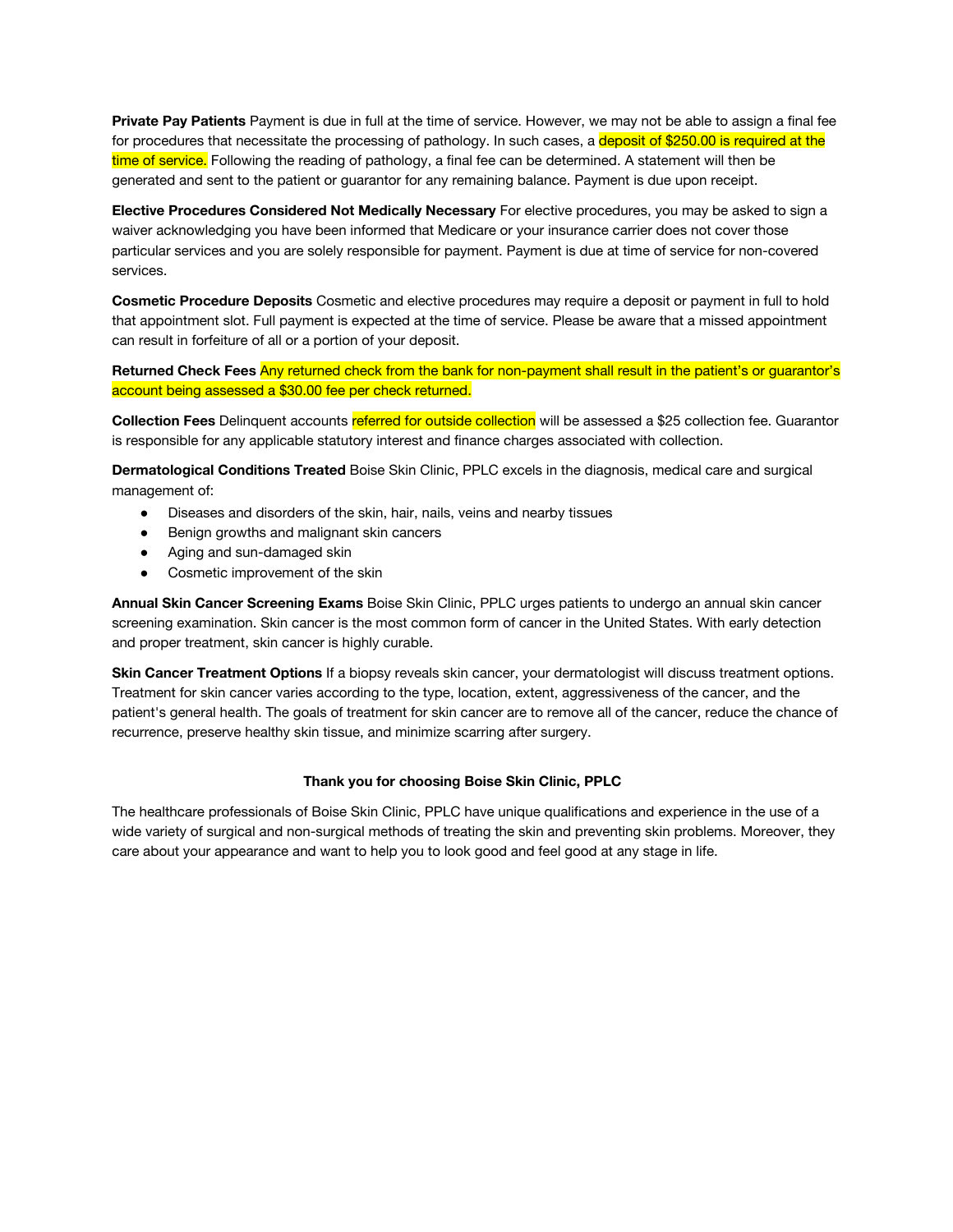**Private Pay Patients** Payment is due in full at the time of service. However, we may not be able to assign a final fee for procedures that necessitate the processing of pathology. In such cases, a deposit of $250.00 is required at the time of service. Following the reading of pathology, a final fee can be determined. A statement will then be generated and sent to the patient or guarantor for any remaining balance. Payment is due upon receipt.

**Elective Procedures Considered Not Medically Necessary** For elective procedures, you may be asked to sign a waiver acknowledging you have been informed that Medicare or your insurance carrier does not cover those particular services and you are solely responsible for payment. Payment is due at time of service for non-covered services.

**Cosmetic Procedure Deposits** Cosmetic and elective procedures may require a deposit or payment in full to hold that appointment slot. Full payment is expected at the time of service. Please be aware that a missed appointment can result in forfeiture of all or a portion of your deposit.

**Returned Check Fees** Any returned check from the bank for non-payment shall result in the patient's or guarantor's account being assessed a $30.00 fee per check returned.

**Collection Fees** Delinquent accounts referred for outside collection will be assessed a $25 collection fee. Guarantor is responsible for any applicable statutory interest and finance charges associated with collection.

**Dermatological Conditions Treated** Boise Skin Clinic, PPLC excels in the diagnosis, medical care and surgical management of:

- Diseases and disorders of the skin, hair, nails, veins and nearby tissues
- Benign growths and malignant skin cancers
- Aging and sun-damaged skin
- Cosmetic improvement of the skin

**Annual Skin Cancer Screening Exams** Boise Skin Clinic, PPLC urges patients to undergo an annual skin cancer screening examination. Skin cancer is the most common form of cancer in the United States. With early detection and proper treatment, skin cancer is highly curable.

**Skin Cancer Treatment Options** If a biopsy reveals skin cancer, your dermatologist will discuss treatment options. Treatment for skin cancer varies according to the type, location, extent, aggressiveness of the cancer, and the patient's general health. The goals of treatment for skin cancer are to remove all of the cancer, reduce the chance of recurrence, preserve healthy skin tissue, and minimize scarring after surgery.

**Thank you for choosing Boise Skin Clinic, PPLC**

The healthcare professionals of Boise Skin Clinic, PPLC have unique qualifications and experience in the use of a wide variety of surgical and non-surgical methods of treating the skin and preventing skin problems. Moreover, they care about your appearance and want to help you to look good and feel good at any stage in life.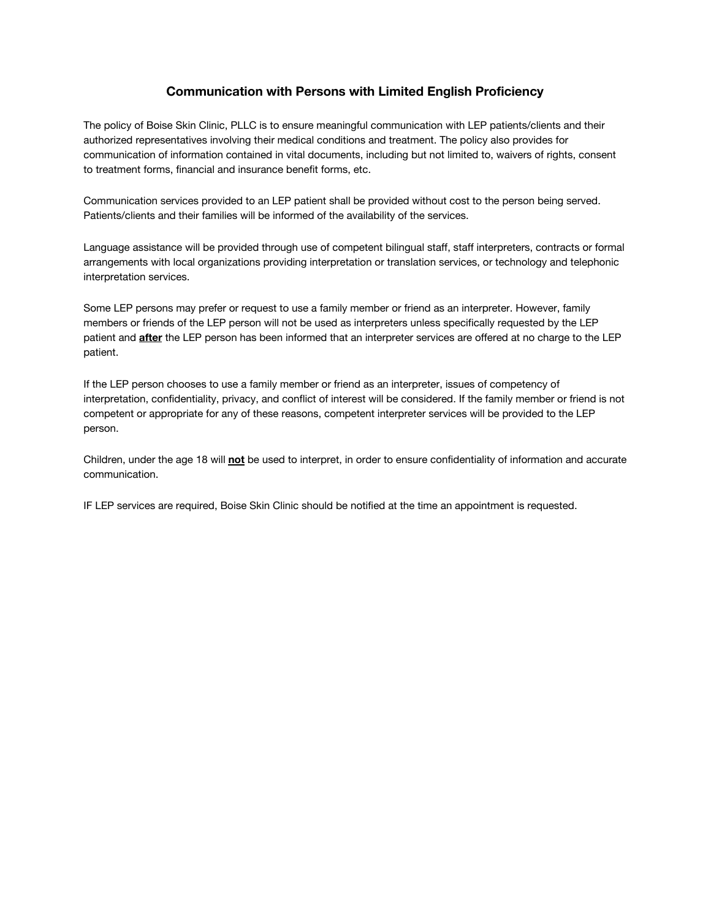## Communication with Persons with Limited English Proficiency

The policy of Boise Skin Clinic, PLLC is to ensure meaningful communication with LEP patients/clients and their authorized representatives involving their medical conditions and treatment. The policy also provides for communication of information contained in vital documents, including but not limited to, waivers of rights, consent to treatment forms, financial and insurance benefit forms, etc.

Communication services provided to an LEP patient shall be provided without cost to the person being served. Patients/clients and their families will be informed of the availability of the services.

Language assistance will be provided through use of competent bilingual staff, staff interpreters, contracts or formal arrangements with local organizations providing interpretation or translation services, or technology and telephonic interpretation services.

Some LEP persons may prefer or request to use a family member or friend as an interpreter. However, family members or friends of the LEP person will not be used as interpreters unless specifically requested by the LEP patient and **after** the LEP person has been informed that an interpreter services are offered at no charge to the LEP patient.

If the LEP person chooses to use a family member or friend as an interpreter, issues of competency of interpretation, confidentiality, privacy, and conflict of interest will be considered. If the family member or friend is not competent or appropriate for any of these reasons, competent interpreter services will be provided to the LEP person.

Children, under the age 18 will **not** be used to interpret, in order to ensure confidentiality of information and accurate communication.

IF LEP services are required, Boise Skin Clinic should be notified at the time an appointment is requested.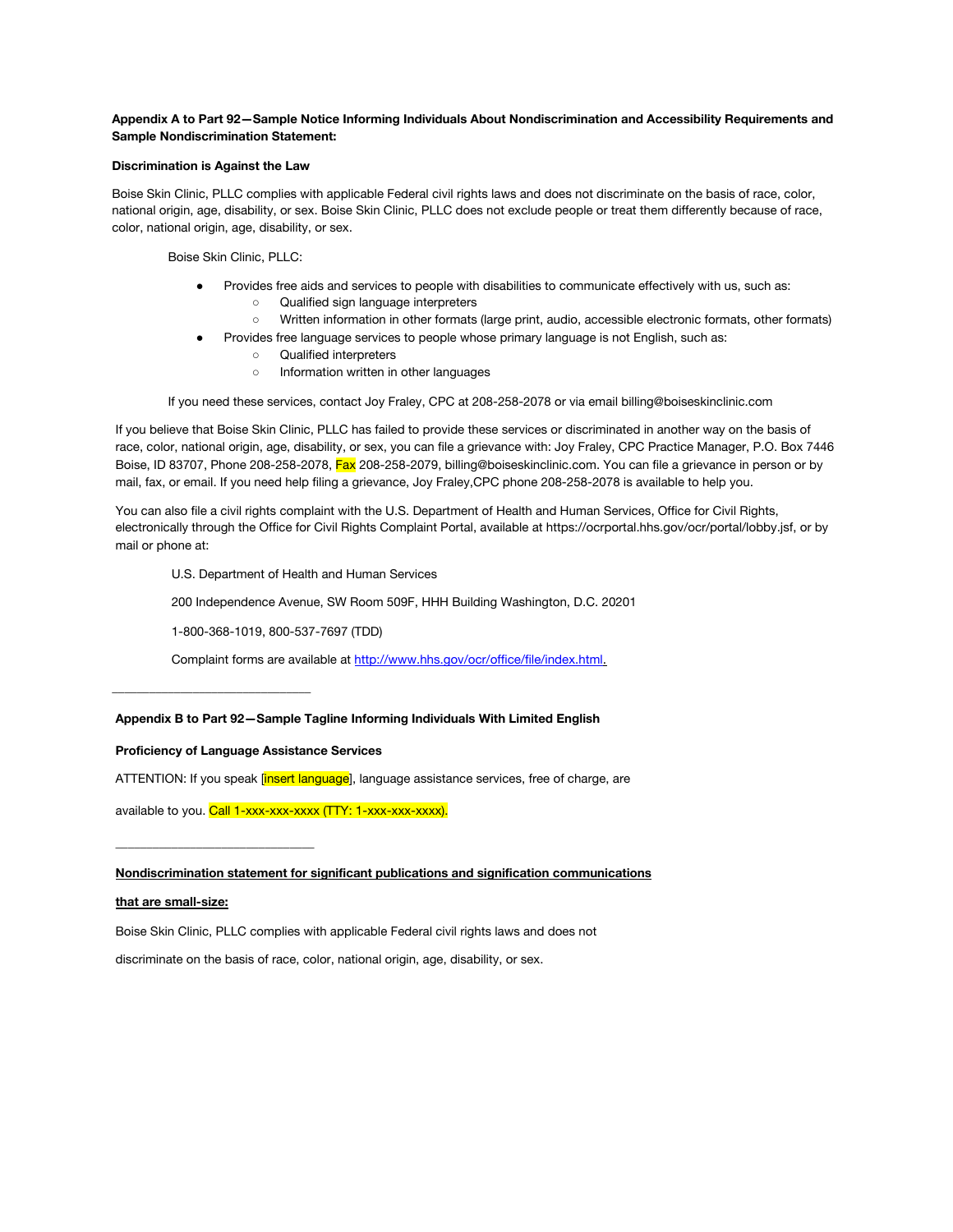**Appendix A to Part 92—Sample Notice Informing Individuals About Nondiscrimination and Accessibility Requirements and Sample Nondiscrimination Statement:**

**Discrimination is Against the Law**

Boise Skin Clinic, PLLC complies with applicable Federal civil rights laws and does not discriminate on the basis of race, color, national origin, age, disability, or sex. Boise Skin Clinic, PLLC does not exclude people or treat them differently because of race, color, national origin, age, disability, or sex.

Boise Skin Clinic, PLLC:

- Provides free aids and services to people with disabilities to communicate effectively with us, such as:
  - Qualified sign language interpreters
  - Written information in other formats (large print, audio, accessible electronic formats, other formats)
- Provides free language services to people whose primary language is not English, such as:
  - Qualified interpreters
  - Information written in other languages

If you need these services, contact Joy Fraley, CPC at 208-258-2078 or via email billing@boiseskinclinic.com

If you believe that Boise Skin Clinic, PLLC has failed to provide these services or discriminated in another way on the basis of race, color, national origin, age, disability, or sex, you can file a grievance with: Joy Fraley, CPC Practice Manager, P.O. Box 7446 Boise, ID 83707, Phone 208-258-2078, Fax 208-258-2079, billing@boiseskinclinic.com. You can file a grievance in person or by mail, fax, or email. If you need help filing a grievance, Joy Fraley,CPC phone 208-258-2078 is available to help you.

You can also file a civil rights complaint with the U.S. Department of Health and Human Services, Office for Civil Rights, electronically through the Office for Civil Rights Complaint Portal, available at https://ocrportal.hhs.gov/ocr/portal/lobby.jsf, or by mail or phone at:

U.S. Department of Health and Human Services

200 Independence Avenue, SW Room 509F, HHH Building Washington, D.C. 20201

1-800-368-1019, 800-537-7697 (TDD)

Complaint forms are available at http://www.hhs.gov/ocr/office/file/index.html.

---

**Appendix B to Part 92—Sample Tagline Informing Individuals With Limited English**

**Proficiency of Language Assistance Services**

ATTENTION: If you speak [insert language], language assistance services, free of charge, are

available to you. Call 1-xxx-xxx-xxxx (TTY: 1-xxx-xxx-xxxx).

---

**Nondiscrimination statement for significant publications and signification communications**

**that are small-size:**

Boise Skin Clinic, PLLC complies with applicable Federal civil rights laws and does not

discriminate on the basis of race, color, national origin, age, disability, or sex.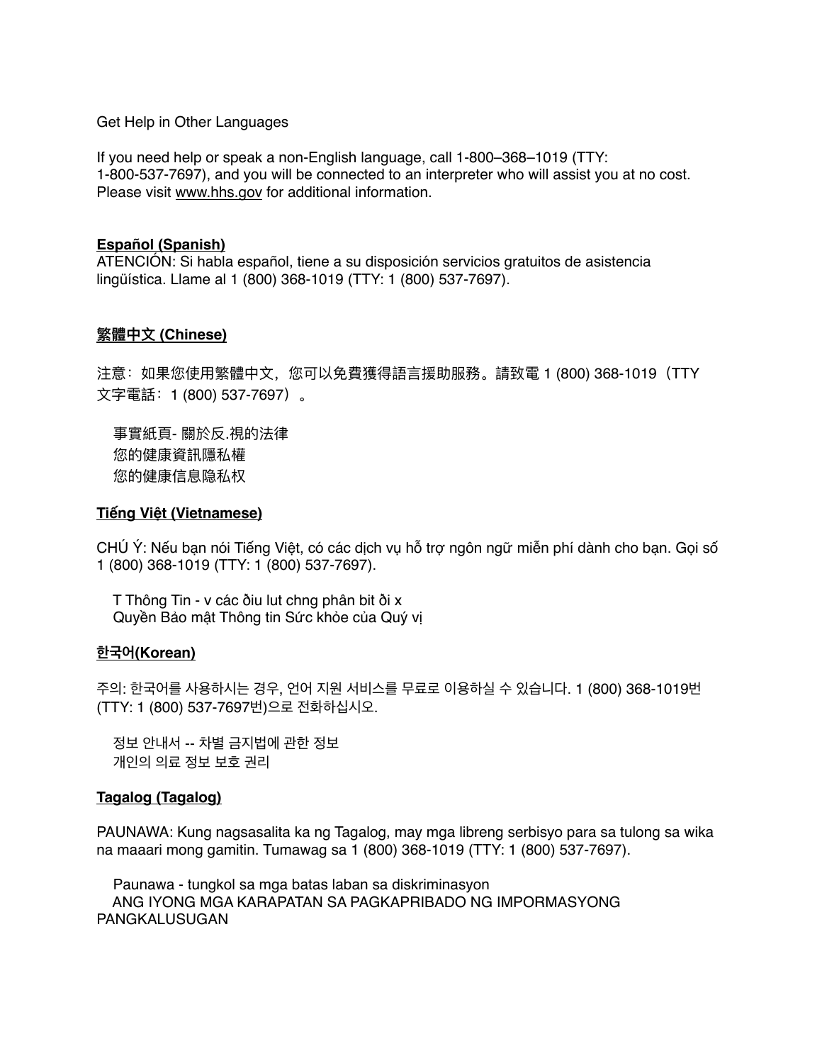Get Help in Other Languages

If you need help or speak a non-English language, call 1-800–368–1019 (TTY: 1-800-537-7697), and you will be connected to an interpreter who will assist you at no cost. Please visit www.hhs.gov for additional information.

**Español (Spanish)**

ATENCIÓN: Si habla español, tiene a su disposición servicios gratuitos de asistencia lingüística. Llame al 1 (800) 368-1019 (TTY: 1 (800) 537-7697).

**繁體中文 (Chinese)**

注意：如果您使用繁體中文，您可以免費獲得語言援助服務。請致電 1 (800) 368-1019（TTY 文字電話：1 (800) 537-7697）。

事實紙頁- 關於反.視的法律
您的健康資訊隱私權
您的健康信息隐私权

**Tiếng Việt (Vietnamese)**

CHÚ Ý: Nếu bạn nói Tiếng Việt, có các dịch vụ hỗ trợ ngôn ngữ miễn phí dành cho bạn. Gọi số 1 (800) 368-1019 (TTY: 1 (800) 537-7697).

T Thông Tin - v các ðiu lut chng phân bit ði x
Quyền Bảo mật Thông tin Sức khỏe của Quý vị

**한국어(Korean)**

주의: 한국어를 사용하시는 경우, 언어 지원 서비스를 무료로 이용하실 수 있습니다. 1 (800) 368-1019번 (TTY: 1 (800) 537-7697번)으로 전화하십시오.

정보 안내서 -- 차별 금지법에 관한 정보
개인의 의료 정보 보호 권리

**Tagalog (Tagalog)**

PAUNAWA: Kung nagsasalita ka ng Tagalog, may mga libreng serbisyo para sa tulong sa wika na maaari mong gamitin. Tumawag sa 1 (800) 368-1019 (TTY: 1 (800) 537-7697).

Paunawa - tungkol sa mga batas laban sa diskriminasyon
ANG IYONG MGA KARAPATAN SA PAGKAPRIBADO NG IMPORMASYONG PANGKALUSUGAN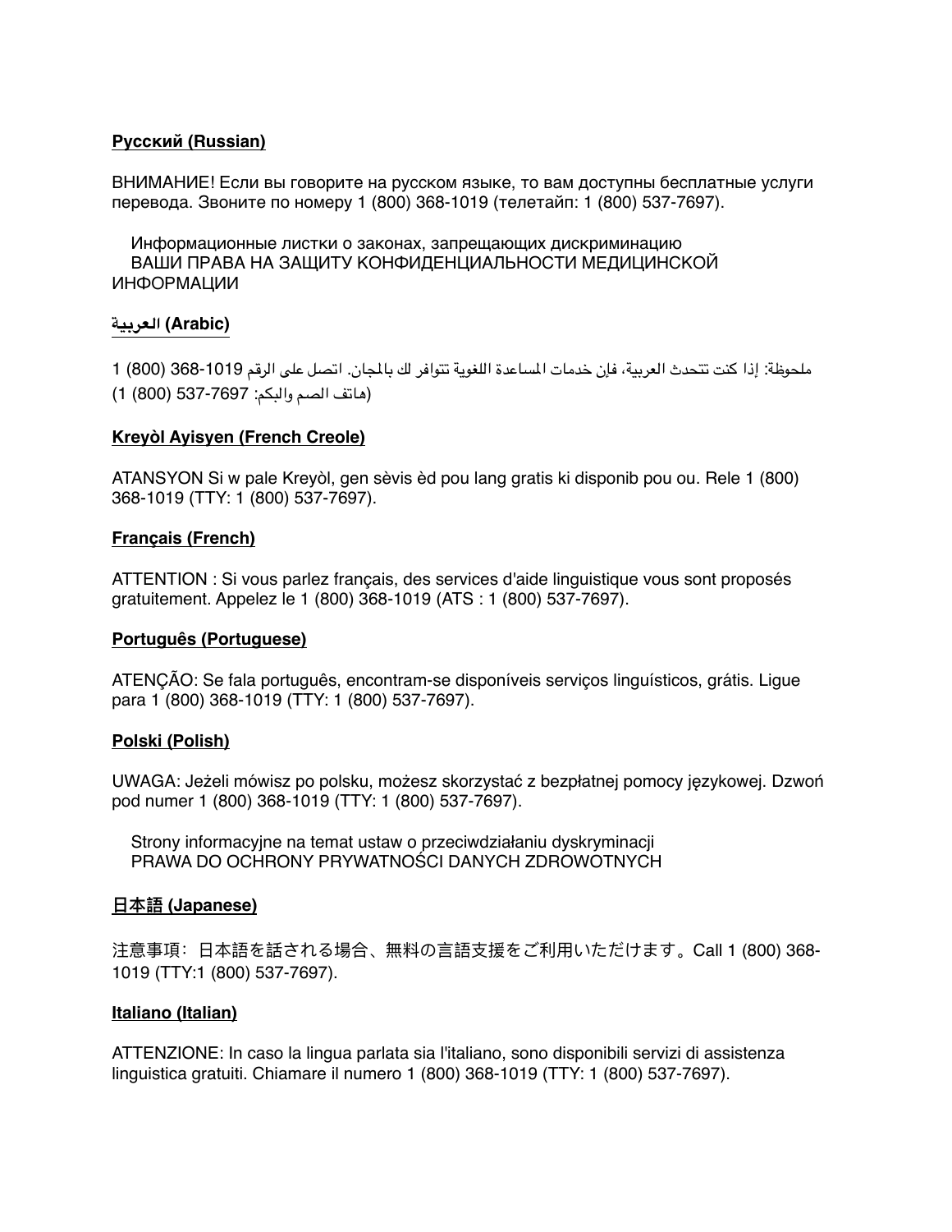**Русский (Russian)**

ВНИМАНИЕ! Если вы говорите на русском языке, то вам доступны бесплатные услуги перевода. Звоните по номеру 1 (800) 368-1019 (телетайп: 1 (800) 537-7697).

Информационные листки о законах, запрещающих дискриминацию
ВАШИ ПРАВА НА ЗАЩИТУ КОНФИДЕНЦИАЛЬНОСТИ МЕДИЦИНСКОЙ ИНФОРМАЦИИ

**العربية (Arabic)**

ملحوظة: إذا كنت تتحدث العربية، فإن خدمات المساعدة اللغوية تتوافر لك بالمجان. اتصل على الرقم 1019-368 (800) 1 (هاتف الصم والبكم: 7697-537 (800) 1)

**Kreyòl Ayisyen (French Creole)**

ATANSYON Si w pale Kreyòl, gen sèvis èd pou lang gratis ki disponib pou ou. Rele 1 (800) 368-1019 (TTY: 1 (800) 537-7697).

**Français (French)**

ATTENTION : Si vous parlez français, des services d'aide linguistique vous sont proposés gratuitement. Appelez le 1 (800) 368-1019 (ATS : 1 (800) 537-7697).

**Português (Portuguese)**

ATENÇÃO: Se fala português, encontram-se disponíveis serviços linguísticos, grátis. Ligue para 1 (800) 368-1019 (TTY: 1 (800) 537-7697).

**Polski (Polish)**

UWAGA: Jeżeli mówisz po polsku, możesz skorzystać z bezpłatnej pomocy językowej. Dzwoń pod numer 1 (800) 368-1019 (TTY: 1 (800) 537-7697).

Strony informacyjne na temat ustaw o przeciwdziałaniu dyskryminacji
PRAWA DO OCHRONY PRYWATNOŚCI DANYCH ZDROWOTNYCH

**日本語 (Japanese)**

注意事項：日本語を話される場合、無料の言語支援をご利用いただけます。Call 1 (800) 368-1019 (TTY:1 (800) 537-7697).

**Italiano (Italian)**

ATTENZIONE: In caso la lingua parlata sia l'italiano, sono disponibili servizi di assistenza linguistica gratuiti. Chiamare il numero 1 (800) 368-1019 (TTY: 1 (800) 537-7697).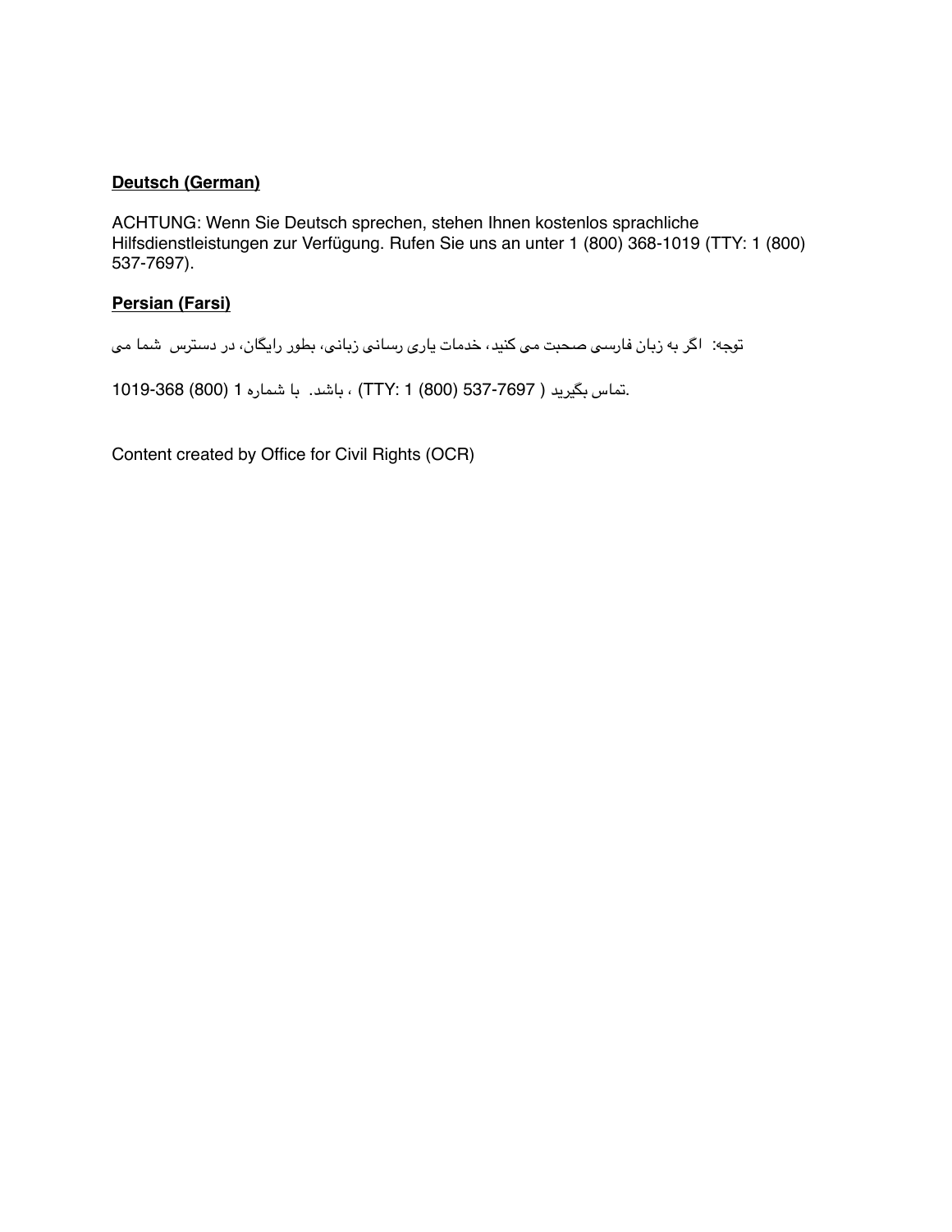**Deutsch (German)**

ACHTUNG: Wenn Sie Deutsch sprechen, stehen Ihnen kostenlos sprachliche Hilfsdienstleistungen zur Verfügung. Rufen Sie uns an unter 1 (800) 368-1019 (TTY: 1 (800) 537-7697).

**Persian (Farsi)**

توجه: اگر به زبان فارسی صحبت می کنید، خدمات یاری رسانی زبانی، بطور رایگان، در دسترس شما می

باشد. با شماره 1 (800) 368-1019 ، (TTY: 1 (800) 537-7697 ) تماس بگیرید.

Content created by Office for Civil Rights (OCR)